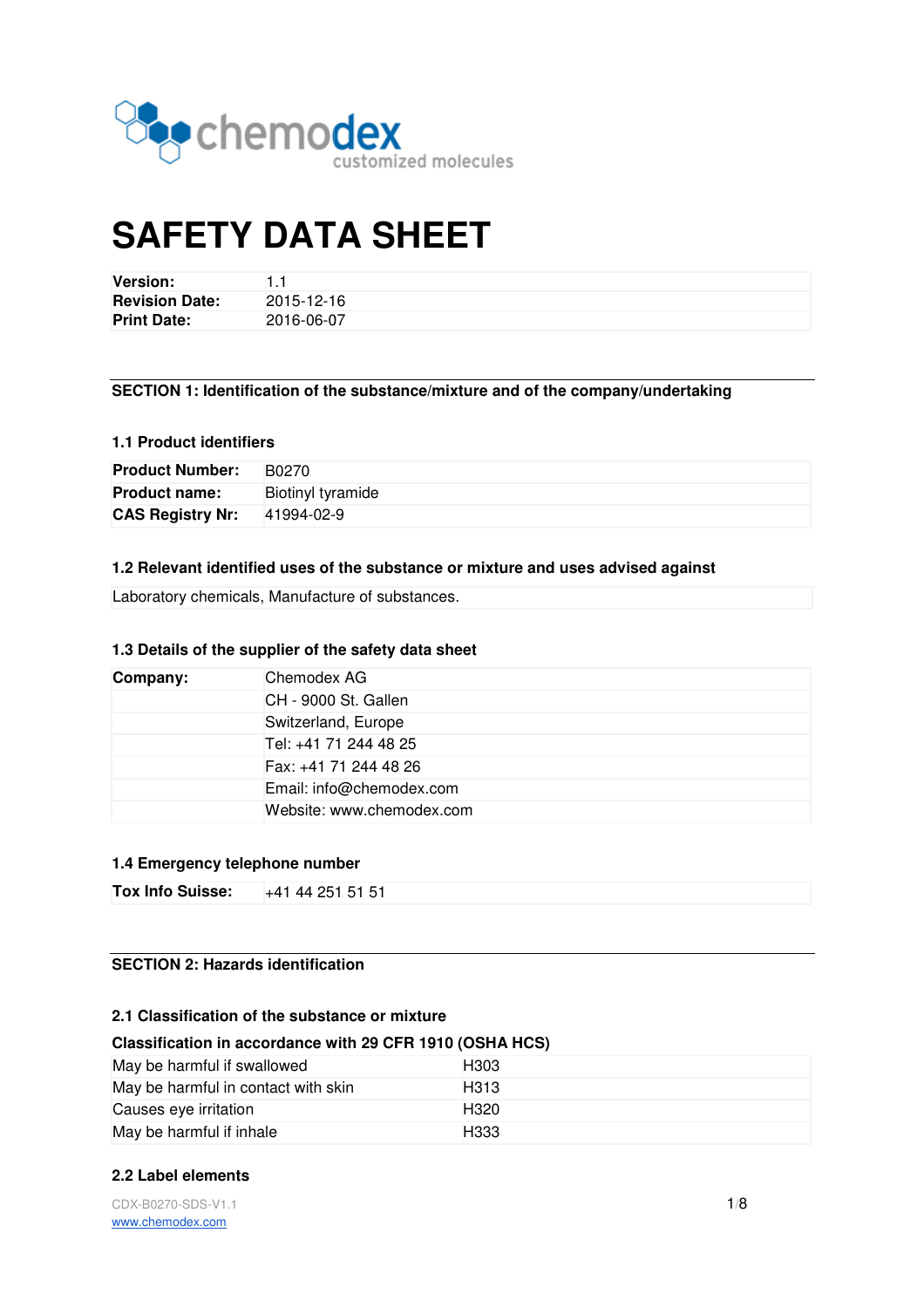chemodex
customized molecules

# SAFETY DATA SHEET

| | |
|---|---|
| **Version:** | 1.1 |
| **Revision Date:** | 2015-12-16 |
| **Print Date:** | 2016-06-07 |

## SECTION 1: Identification of the substance/mixture and of the company/undertaking

### 1.1 Product identifiers

| | |
|---|---|
| **Product Number:** | B0270 |
| **Product name:** | Biotinyl tyramide |
| **CAS Registry Nr:** | 41994-02-9 |

### 1.2 Relevant identified uses of the substance or mixture and uses advised against

Laboratory chemicals, Manufacture of substances.

### 1.3 Details of the supplier of the safety data sheet

| | |
|---|---|
| **Company:** | Chemodex AG |
| | CH - 9000 St. Gallen |
| | Switzerland, Europe |
| | Tel: +41 71 244 48 25 |
| | Fax: +41 71 244 48 26 |
| | Email: info@chemodex.com |
| | Website: www.chemodex.com |

### 1.4 Emergency telephone number

| | |
|---|---|
| **Tox Info Suisse:** | +41 44 251 51 51 |

## SECTION 2: Hazards identification

### 2.1 Classification of the substance or mixture

**Classification in accordance with 29 CFR 1910 (OSHA HCS)**

| | |
|---|---|
| May be harmful if swallowed | H303 |
| May be harmful in contact with skin | H313 |
| Causes eye irritation | H320 |
| May be harmful if inhale | H333 |

### 2.2 Label elements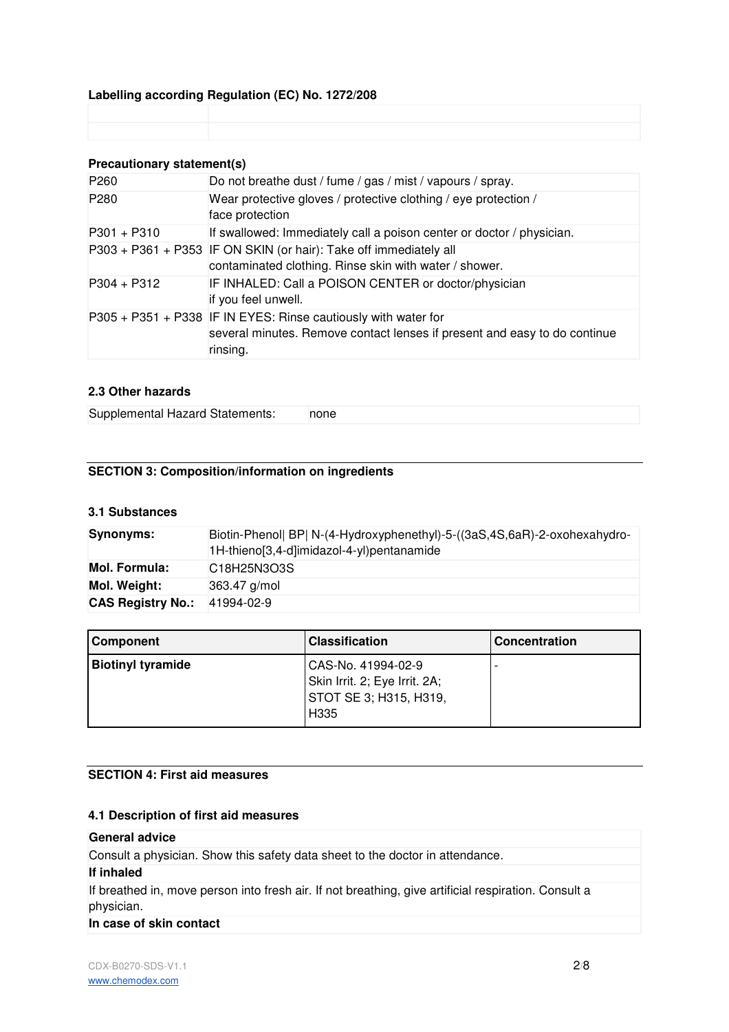**Labelling according Regulation (EC) No. 1272/208**

| | |
|---|---|
| | |
| | |

**Precautionary statement(s)**

| | |
|---|---|
| P260 | Do not breathe dust / fume / gas / mist / vapours / spray. |
| P280 | Wear protective gloves / protective clothing / eye protection / face protection |
| P301 + P310 | If swallowed: Immediately call a poison center or doctor / physician. |
| P303 + P361 + P353 | IF ON SKIN (or hair): Take off immediately all contaminated clothing. Rinse skin with water / shower. |
| P304 + P312 | IF INHALED: Call a POISON CENTER or doctor/physician if you feel unwell. |
| P305 + P351 + P338 | IF IN EYES: Rinse cautiously with water for several minutes. Remove contact lenses if present and easy to do continue rinsing. |

**2.3 Other hazards**

| | |
|---|---|
| Supplemental Hazard Statements: | none |

## SECTION 3: Composition/information on ingredients

**3.1 Substances**

| | |
|---|---|
| **Synonyms:** | Biotin-Phenol\| BP\| N-(4-Hydroxyphenethyl)-5-((3aS,4S,6aR)-2-oxohexahydro-1H-thieno[3,4-d]imidazol-4-yl)pentanamide |
| **Mol. Formula:** | $C_{18}H_{25}N_3O_3S$ |
| **Mol. Weight:** | 363.47 g/mol |
| **CAS Registry No.:** | 41994-02-9 |

| Component | Classification | Concentration |
|---|---|---|
| **Biotinyl tyramide** | CAS-No. 41994-02-9 Skin Irrit. 2; Eye Irrit. 2A; STOT SE 3; H315, H319, H335 | - |

## SECTION 4: First aid measures

**4.1 Description of first aid measures**

**General advice**

Consult a physician. Show this safety data sheet to the doctor in attendance.

**If inhaled**

If breathed in, move person into fresh air. If not breathing, give artificial respiration. Consult a physician.

**In case of skin contact**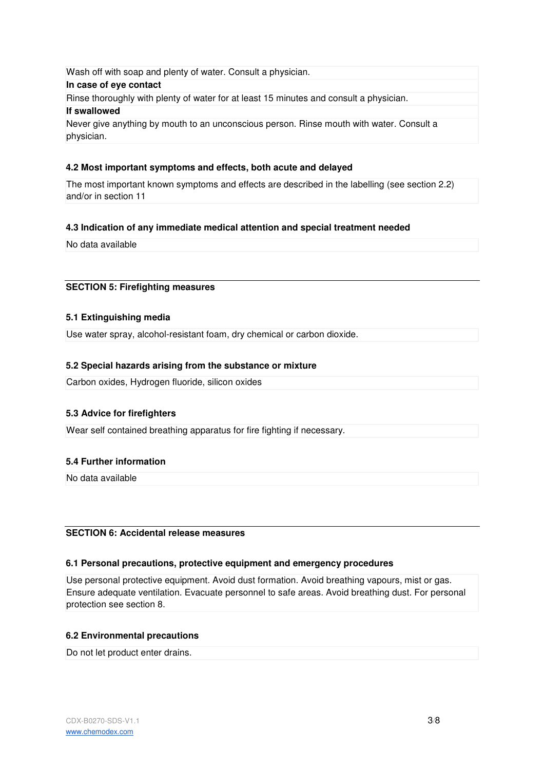Wash off with soap and plenty of water. Consult a physician.

**In case of eye contact**

Rinse thoroughly with plenty of water for at least 15 minutes and consult a physician.

**If swallowed**

Never give anything by mouth to an unconscious person. Rinse mouth with water. Consult a physician.

### 4.2 Most important symptoms and effects, both acute and delayed

The most important known symptoms and effects are described in the labelling (see section 2.2) and/or in section 11

### 4.3 Indication of any immediate medical attention and special treatment needed

No data available

## SECTION 5: Firefighting measures

### 5.1 Extinguishing media

Use water spray, alcohol-resistant foam, dry chemical or carbon dioxide.

### 5.2 Special hazards arising from the substance or mixture

Carbon oxides, Hydrogen fluoride, silicon oxides

### 5.3 Advice for firefighters

Wear self contained breathing apparatus for fire fighting if necessary.

### 5.4 Further information

No data available

## SECTION 6: Accidental release measures

### 6.1 Personal precautions, protective equipment and emergency procedures

Use personal protective equipment. Avoid dust formation. Avoid breathing vapours, mist or gas. Ensure adequate ventilation. Evacuate personnel to safe areas. Avoid breathing dust. For personal protection see section 8.

### 6.2 Environmental precautions

Do not let product enter drains.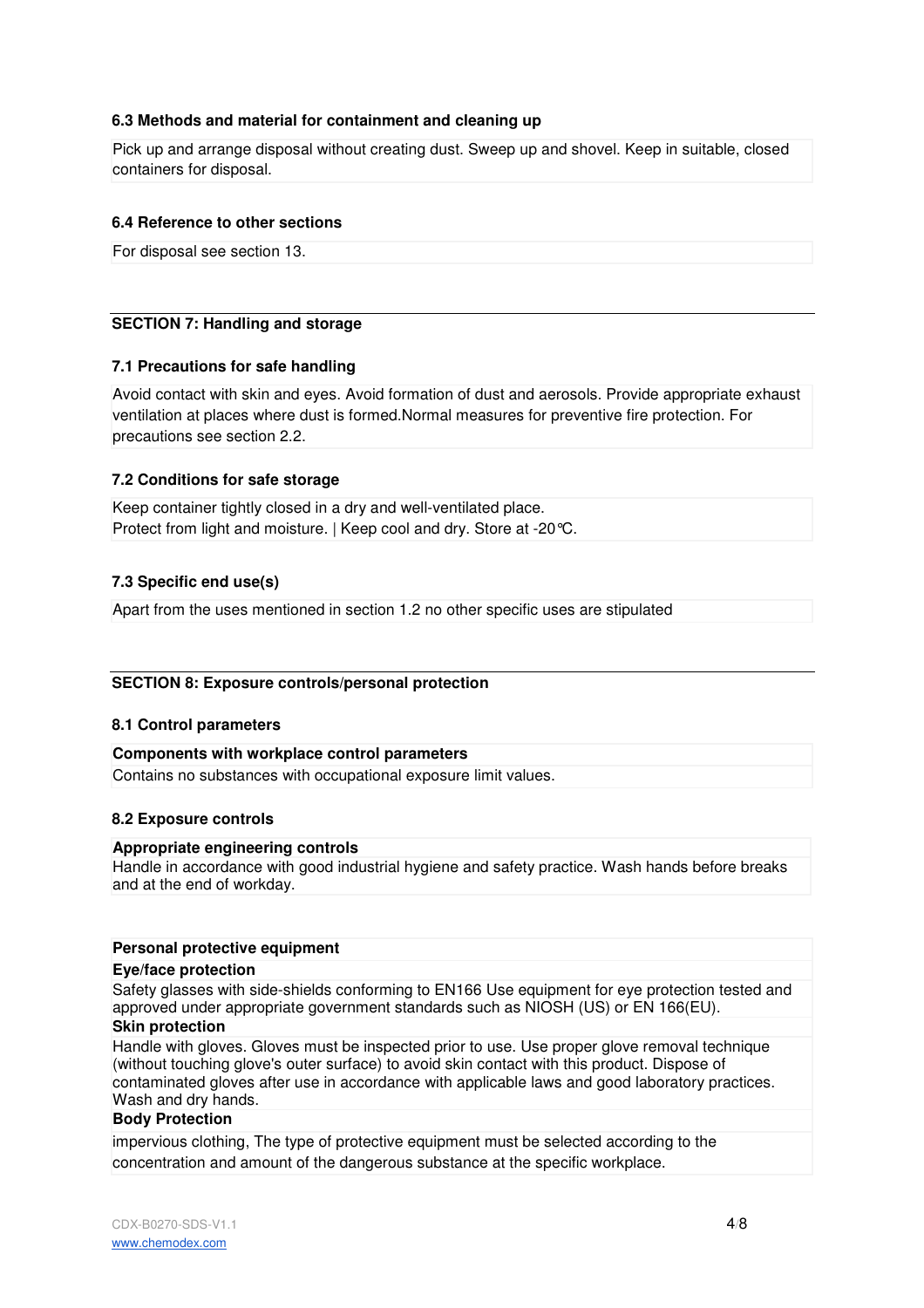### 6.3 Methods and material for containment and cleaning up

Pick up and arrange disposal without creating dust. Sweep up and shovel. Keep in suitable, closed containers for disposal.

### 6.4 Reference to other sections

For disposal see section 13.

## SECTION 7: Handling and storage

### 7.1 Precautions for safe handling

Avoid contact with skin and eyes. Avoid formation of dust and aerosols. Provide appropriate exhaust ventilation at places where dust is formed.Normal measures for preventive fire protection. For precautions see section 2.2.

### 7.2 Conditions for safe storage

Keep container tightly closed in a dry and well-ventilated place.
Protect from light and moisture. | Keep cool and dry. Store at -20℃.

### 7.3 Specific end use(s)

Apart from the uses mentioned in section 1.2 no other specific uses are stipulated

## SECTION 8: Exposure controls/personal protection

### 8.1 Control parameters

**Components with workplace control parameters**

Contains no substances with occupational exposure limit values.

### 8.2 Exposure controls

**Appropriate engineering controls**

Handle in accordance with good industrial hygiene and safety practice. Wash hands before breaks and at the end of workday.

**Personal protective equipment**

**Eye/face protection**

Safety glasses with side-shields conforming to EN166 Use equipment for eye protection tested and approved under appropriate government standards such as NIOSH (US) or EN 166(EU).

**Skin protection**

Handle with gloves. Gloves must be inspected prior to use. Use proper glove removal technique (without touching glove's outer surface) to avoid skin contact with this product. Dispose of contaminated gloves after use in accordance with applicable laws and good laboratory practices. Wash and dry hands.

**Body Protection**

impervious clothing, The type of protective equipment must be selected according to the concentration and amount of the dangerous substance at the specific workplace.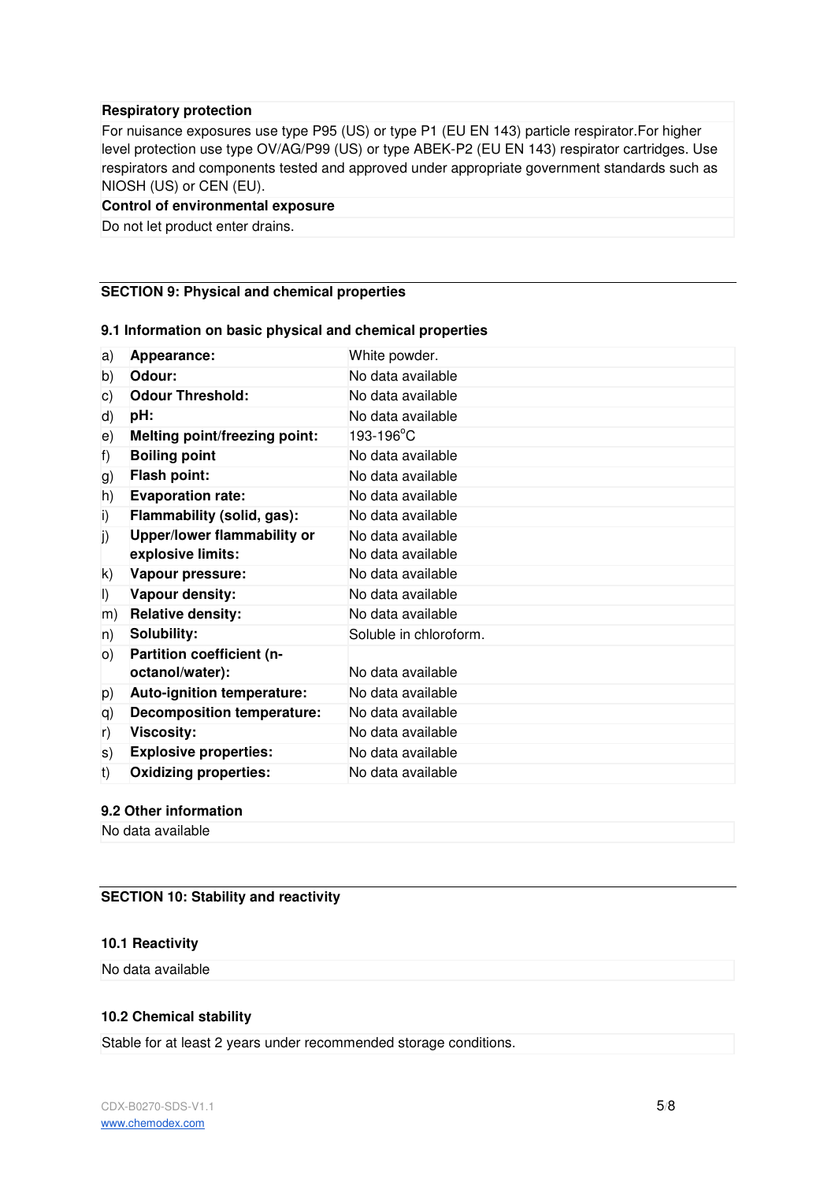| **Respiratory protection** |
| --- |
| For nuisance exposures use type P95 (US) or type P1 (EU EN 143) particle respirator.For higher level protection use type OV/AG/P99 (US) or type ABEK-P2 (EU EN 143) respirator cartridges. Use respirators and components tested and approved under appropriate government standards such as NIOSH (US) or CEN (EU). |
| **Control of environmental exposure** |
| Do not let product enter drains. |

## SECTION 9: Physical and chemical properties

### 9.1 Information on basic physical and chemical properties

| | | |
| --- | --- | --- |
| a) | **Appearance:** | White powder. |
| b) | **Odour:** | No data available |
| c) | **Odour Threshold:** | No data available |
| d) | **pH:** | No data available |
| e) | **Melting point/freezing point:** | 193-196°C |
| f) | **Boiling point** | No data available |
| g) | **Flash point:** | No data available |
| h) | **Evaporation rate:** | No data available |
| i) | **Flammability (solid, gas):** | No data available |
| j) | **Upper/lower flammability or explosive limits:** | No data available<br>No data available |
| k) | **Vapour pressure:** | No data available |
| l) | **Vapour density:** | No data available |
| m) | **Relative density:** | No data available |
| n) | **Solubility:** | Soluble in chloroform. |
| o) | **Partition coefficient (n-octanol/water):** | No data available |
| p) | **Auto-ignition temperature:** | No data available |
| q) | **Decomposition temperature:** | No data available |
| r) | **Viscosity:** | No data available |
| s) | **Explosive properties:** | No data available |
| t) | **Oxidizing properties:** | No data available |

### 9.2 Other information

No data available

## SECTION 10: Stability and reactivity

### 10.1 Reactivity

No data available

### 10.2 Chemical stability

Stable for at least 2 years under recommended storage conditions.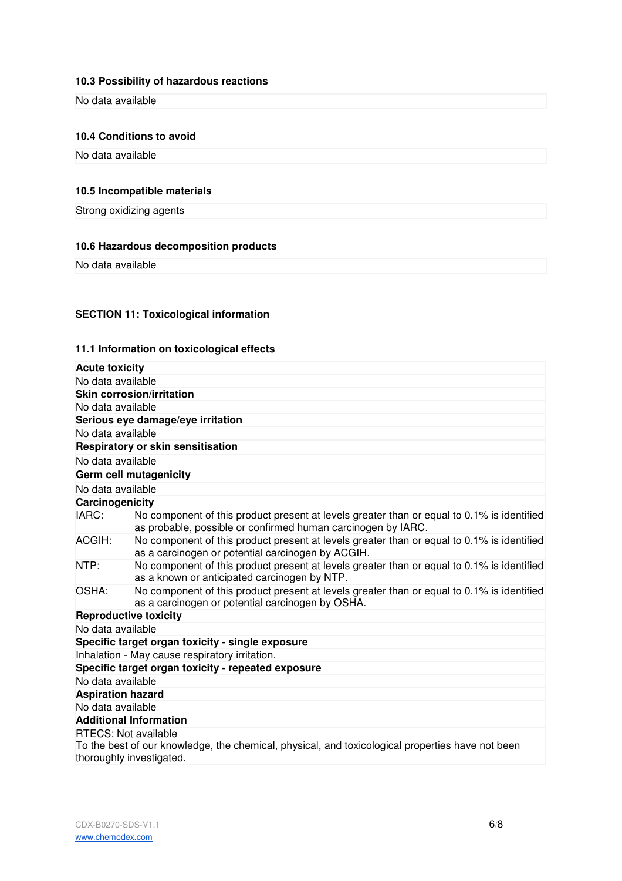### 10.3 Possibility of hazardous reactions

No data available

### 10.4 Conditions to avoid

No data available

### 10.5 Incompatible materials

Strong oxidizing agents

### 10.6 Hazardous decomposition products

No data available

## SECTION 11: Toxicological information

### 11.1 Information on toxicological effects

**Acute toxicity**

No data available

**Skin corrosion/irritation**

No data available

**Serious eye damage/eye irritation**

No data available

**Respiratory or skin sensitisation**

No data available

**Germ cell mutagenicity**

No data available

**Carcinogenicity**

| | |
|---|---|
| IARC: | No component of this product present at levels greater than or equal to 0.1% is identified as probable, possible or confirmed human carcinogen by IARC. |
| ACGIH: | No component of this product present at levels greater than or equal to 0.1% is identified as a carcinogen or potential carcinogen by ACGIH. |
| NTP: | No component of this product present at levels greater than or equal to 0.1% is identified as a known or anticipated carcinogen by NTP. |
| OSHA: | No component of this product present at levels greater than or equal to 0.1% is identified as a carcinogen or potential carcinogen by OSHA. |

**Reproductive toxicity**

No data available

**Specific target organ toxicity - single exposure**

Inhalation - May cause respiratory irritation.

**Specific target organ toxicity - repeated exposure**

No data available

**Aspiration hazard**

No data available

**Additional Information**

RTECS: Not available

To the best of our knowledge, the chemical, physical, and toxicological properties have not been thoroughly investigated.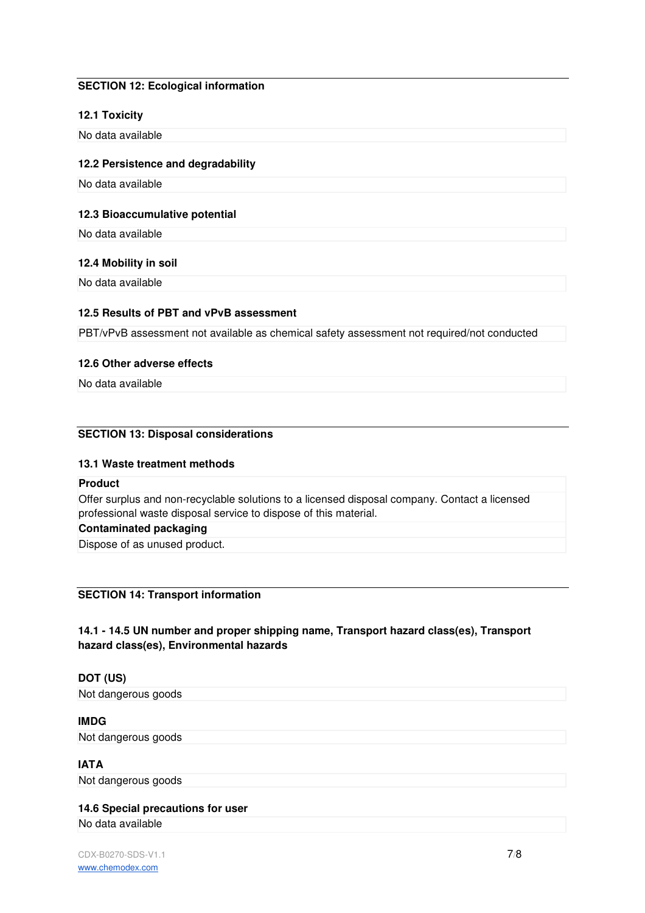## SECTION 12: Ecological information

### 12.1 Toxicity

No data available

### 12.2 Persistence and degradability

No data available

### 12.3 Bioaccumulative potential

No data available

### 12.4 Mobility in soil

No data available

### 12.5 Results of PBT and vPvB assessment

PBT/vPvB assessment not available as chemical safety assessment not required/not conducted

### 12.6 Other adverse effects

No data available

## SECTION 13: Disposal considerations

### 13.1 Waste treatment methods

**Product**

Offer surplus and non-recyclable solutions to a licensed disposal company. Contact a licensed professional waste disposal service to dispose of this material.

**Contaminated packaging**

Dispose of as unused product.

## SECTION 14: Transport information

### 14.1 - 14.5 UN number and proper shipping name, Transport hazard class(es), Transport hazard class(es), Environmental hazards

**DOT (US)**

Not dangerous goods

**IMDG**

Not dangerous goods

**IATA**

Not dangerous goods

### 14.6 Special precautions for user

No data available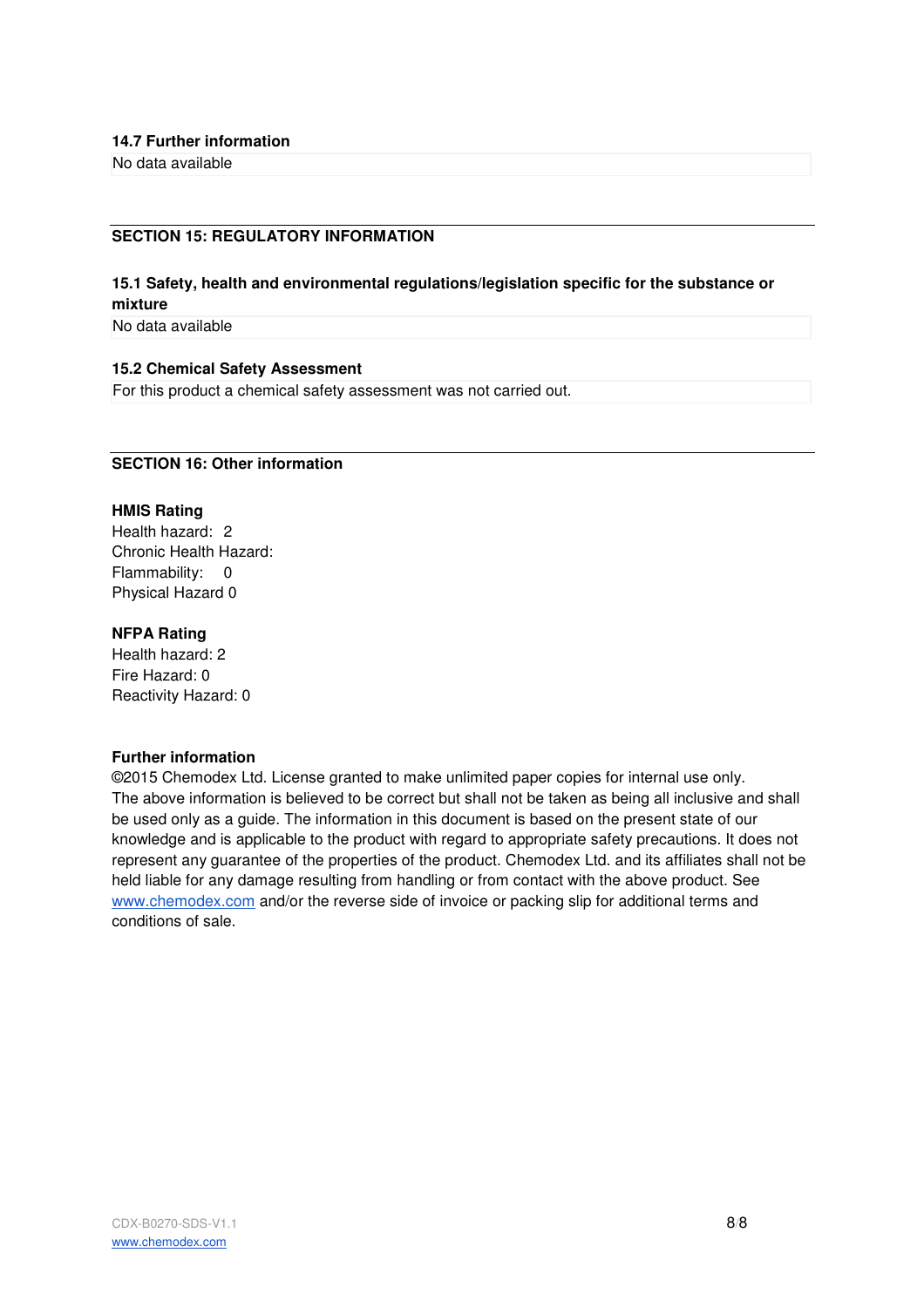### 14.7 Further information

No data available

## SECTION 15: REGULATORY INFORMATION

### 15.1 Safety, health and environmental regulations/legislation specific for the substance or mixture

No data available

### 15.2 Chemical Safety Assessment

For this product a chemical safety assessment was not carried out.

## SECTION 16: Other information

**HMIS Rating**

Health hazard: 2
Chronic Health Hazard:
Flammability: 0
Physical Hazard 0

**NFPA Rating**

Health hazard: 2
Fire Hazard: 0
Reactivity Hazard: 0

**Further information**

©2015 Chemodex Ltd. License granted to make unlimited paper copies for internal use only.
The above information is believed to be correct but shall not be taken as being all inclusive and shall be used only as a guide. The information in this document is based on the present state of our knowledge and is applicable to the product with regard to appropriate safety precautions. It does not represent any guarantee of the properties of the product. Chemodex Ltd. and its affiliates shall not be held liable for any damage resulting from handling or from contact with the above product. See www.chemodex.com and/or the reverse side of invoice or packing slip for additional terms and conditions of sale.